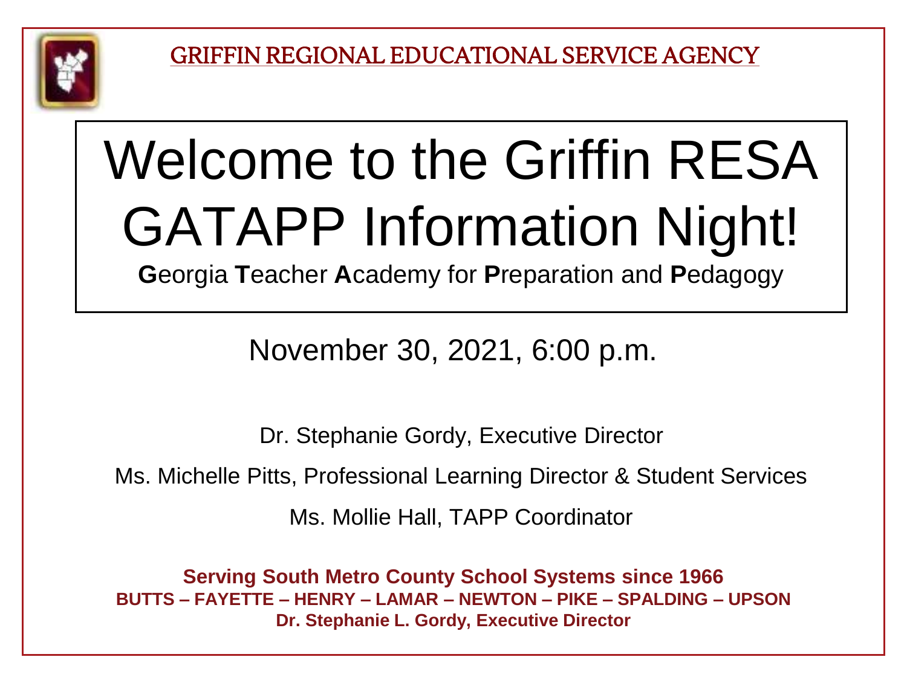GRIFFIN REGIONAL EDUCATIONAL SERVICE AGENCY

# Welcome to the Griffin RESA GATAPP Information Night!

**G**eorgia **T**eacher **A**cademy for **P**reparation and **P**edagogy

November 30, 2021, 6:00 p.m.

Dr. Stephanie Gordy, Executive Director

Ms. Michelle Pitts, Professional Learning Director & Student Services

Ms. Mollie Hall, TAPP Coordinator

**Serving South Metro County School Systems since 1966**

**BUTTS – FAYETTE – HENRY – LAMAR – NEWTON – PIKE – SPALDING – UPSON**

**Dr. Stephanie L. Gordy, Executive Director**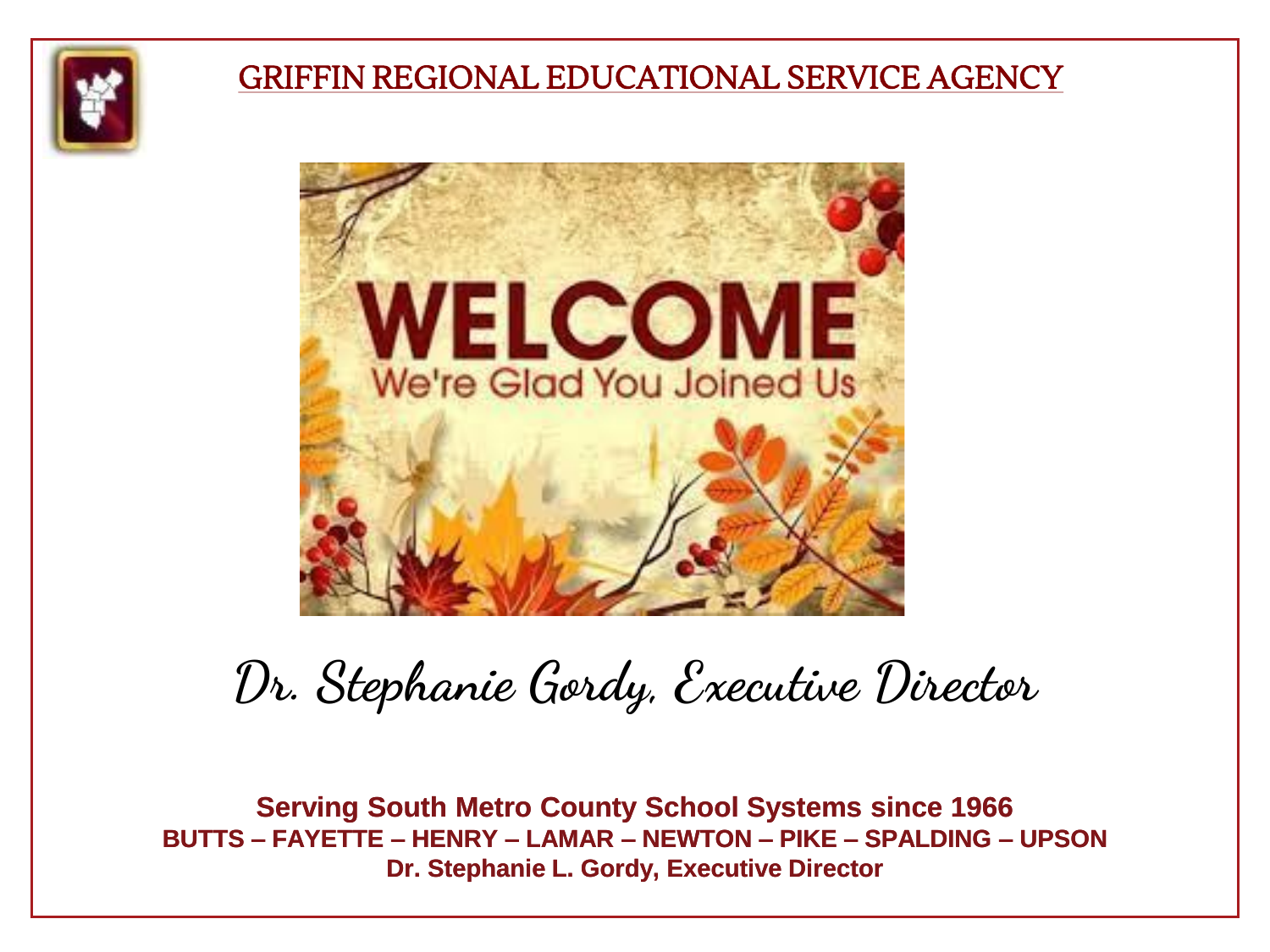# GRIFFIN REGIONAL EDUCATIONAL SERVICE AGENCY

WELCOME

We're Glad You Joined Us

Dr. Stephanie Gordy, Executive Director

**Serving South Metro County School Systems since 1966**

**BUTTS – FAYETTE – HENRY – LAMAR – NEWTON – PIKE – SPALDING – UPSON**

**Dr. Stephanie L. Gordy, Executive Director**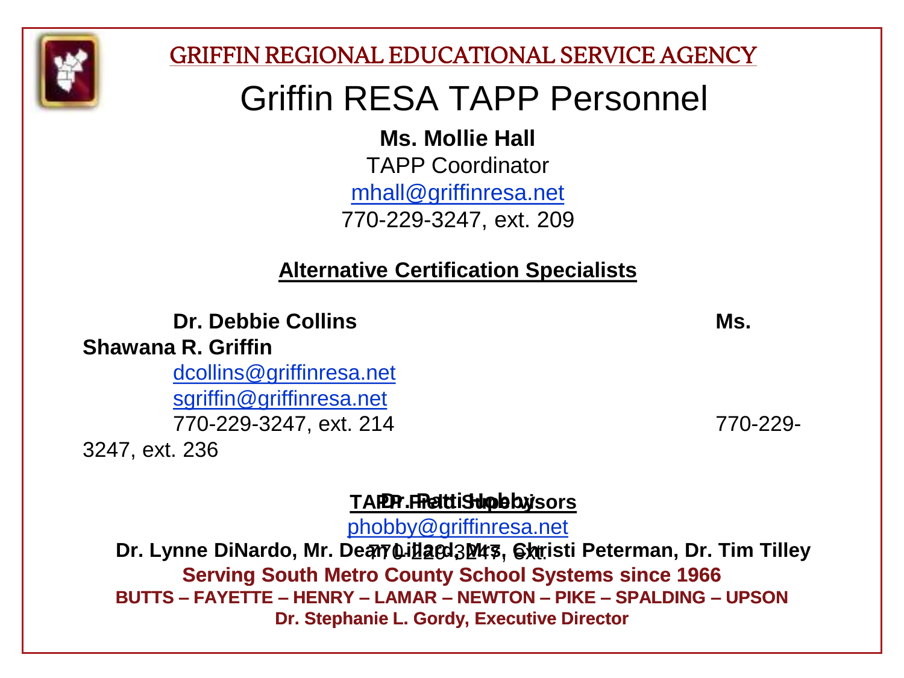GRIFFIN REGIONAL EDUCATIONAL SERVICE AGENCY

# Griffin RESA TAPP Personnel

**Ms. Mollie Hall**
TAPP Coordinator
mhall@griffinresa.net
770-229-3247, ext. 209

## Alternative Certification Specialists

**Dr. Debbie Collins**
dcollins@griffinresa.net
770-229-3247, ext. 214

**Ms. Shawana R. Griffin**
sgriffin@griffinresa.net
770-229-3247, ext. 236

**Dr. Patti Hobby**
phobby@griffinresa.net
770-229-3247, ext.

## TAPP Field Supervisors

**Dr. Lynne DiNardo, Mr. Dean Lillard, Mrs. Christi Peterman, Dr. Tim Tilley**

**Serving South Metro County School Systems since 1966**

**BUTTS – FAYETTE – HENRY – LAMAR – NEWTON – PIKE – SPALDING – UPSON**

**Dr. Stephanie L. Gordy, Executive Director**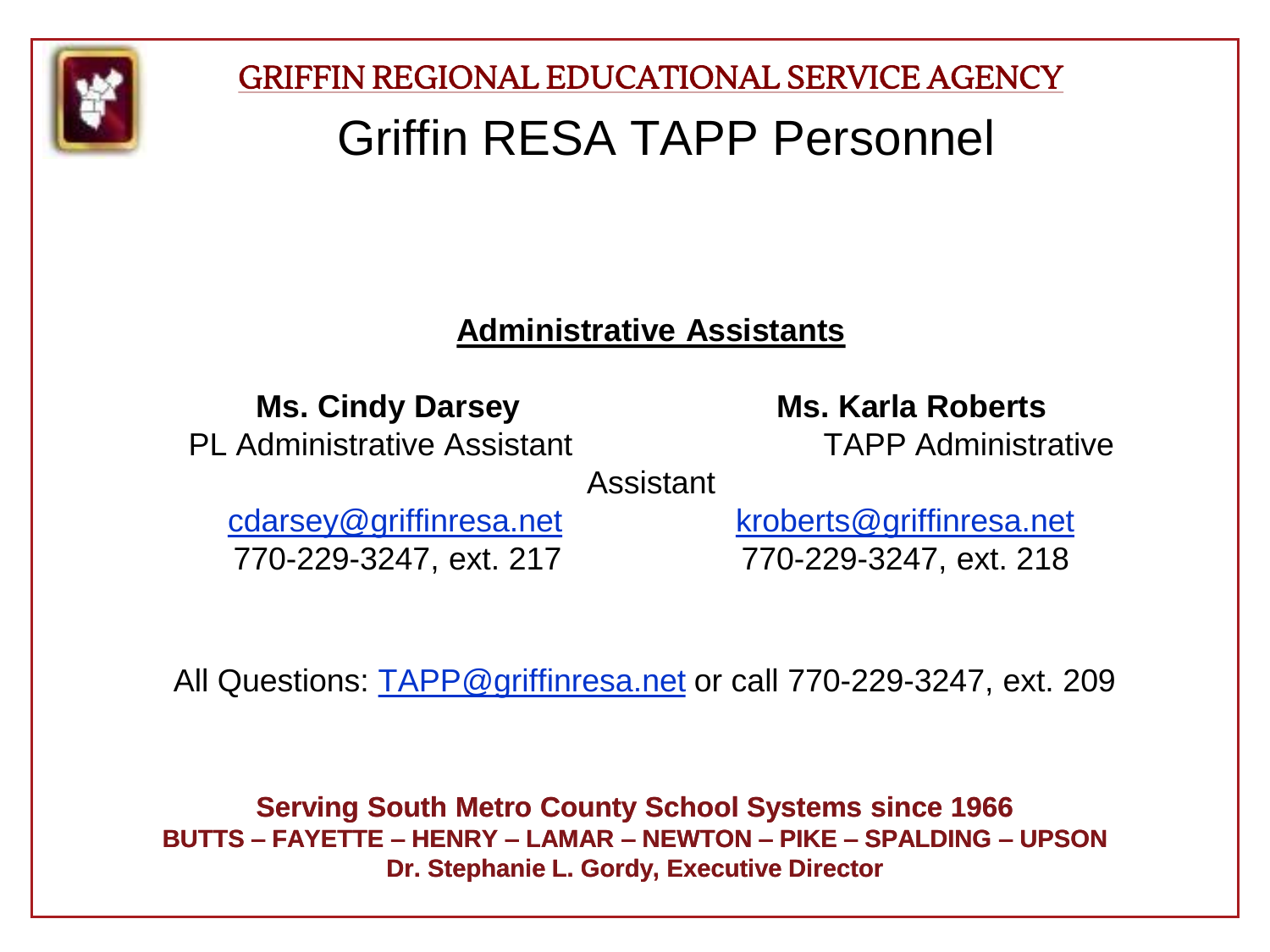GRIFFIN REGIONAL EDUCATIONAL SERVICE AGENCY

# Griffin RESA TAPP Personnel

## Administrative Assistants

**Ms. Cindy Darsey**
PL Administrative Assistant
cdarsey@griffinresa.net
770-229-3247, ext. 217

**Ms. Karla Roberts**
TAPP Administrative Assistant
kroberts@griffinresa.net
770-229-3247, ext. 218

All Questions: TAPP@griffinresa.net or call 770-229-3247, ext. 209

**Serving South Metro County School Systems since 1966**
**BUTTS – FAYETTE – HENRY – LAMAR – NEWTON – PIKE – SPALDING – UPSON**
**Dr. Stephanie L. Gordy, Executive Director**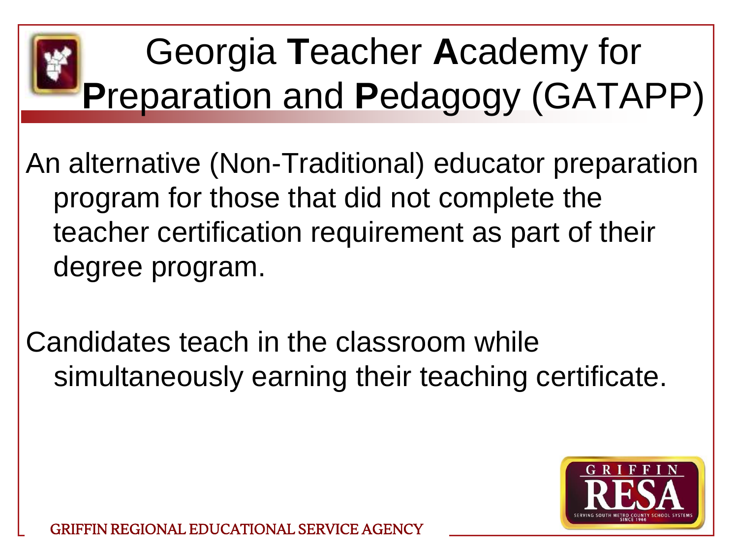# Georgia **T**eacher **A**cademy for **P**reparation and **P**edagogy (GATAPP)

An alternative (Non-Traditional) educator preparation program for those that did not complete the teacher certification requirement as part of their degree program.

Candidates teach in the classroom while simultaneously earning their teaching certificate.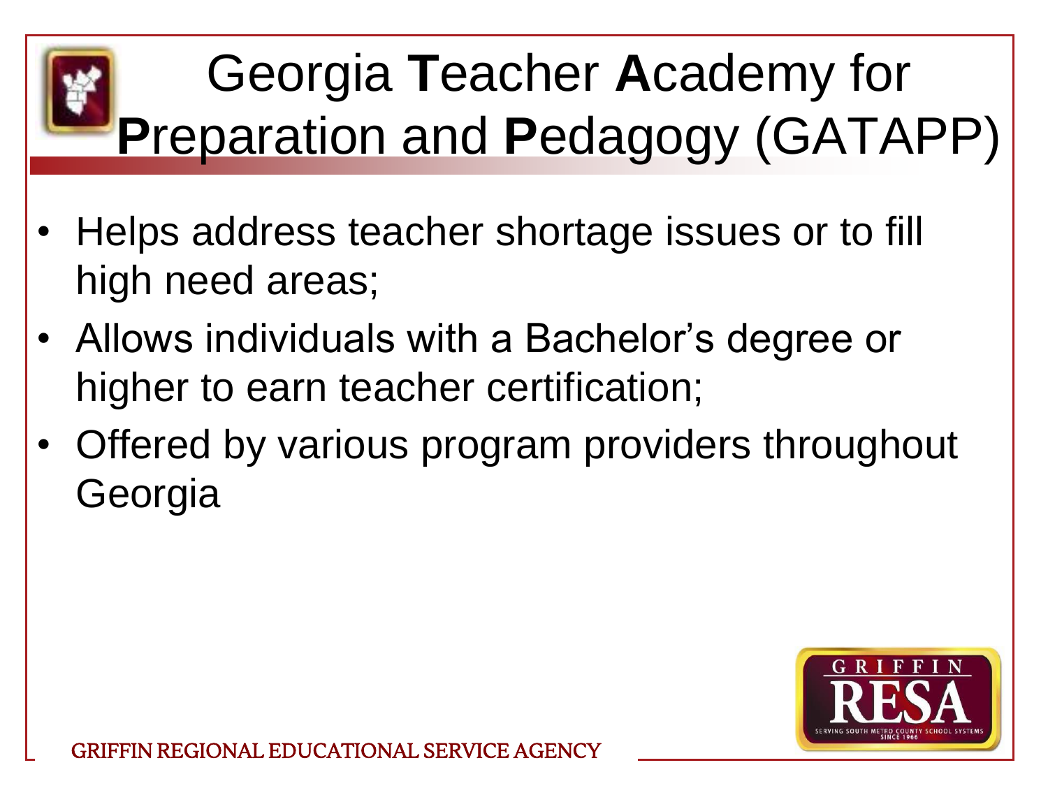# Georgia Teacher Academy for Preparation and Pedagogy (GATAPP)

- Helps address teacher shortage issues or to fill high need areas;
- Allows individuals with a Bachelor's degree or higher to earn teacher certification;
- Offered by various program providers throughout Georgia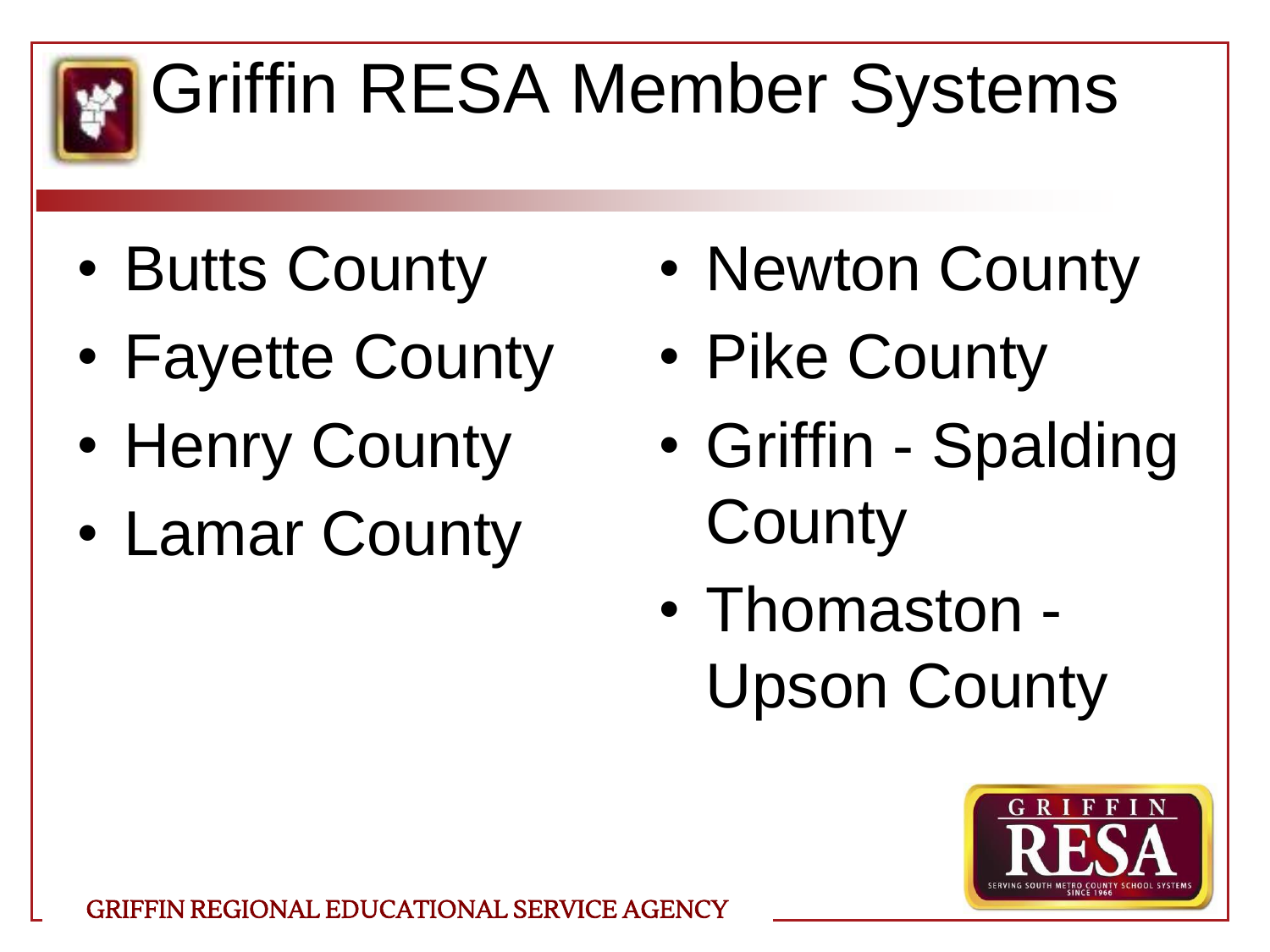# Griffin RESA Member Systems

- Butts County
- Fayette County
- Henry County
- Lamar County
- Newton County
- Pike County
- Griffin - Spalding County
- Thomaston - Upson County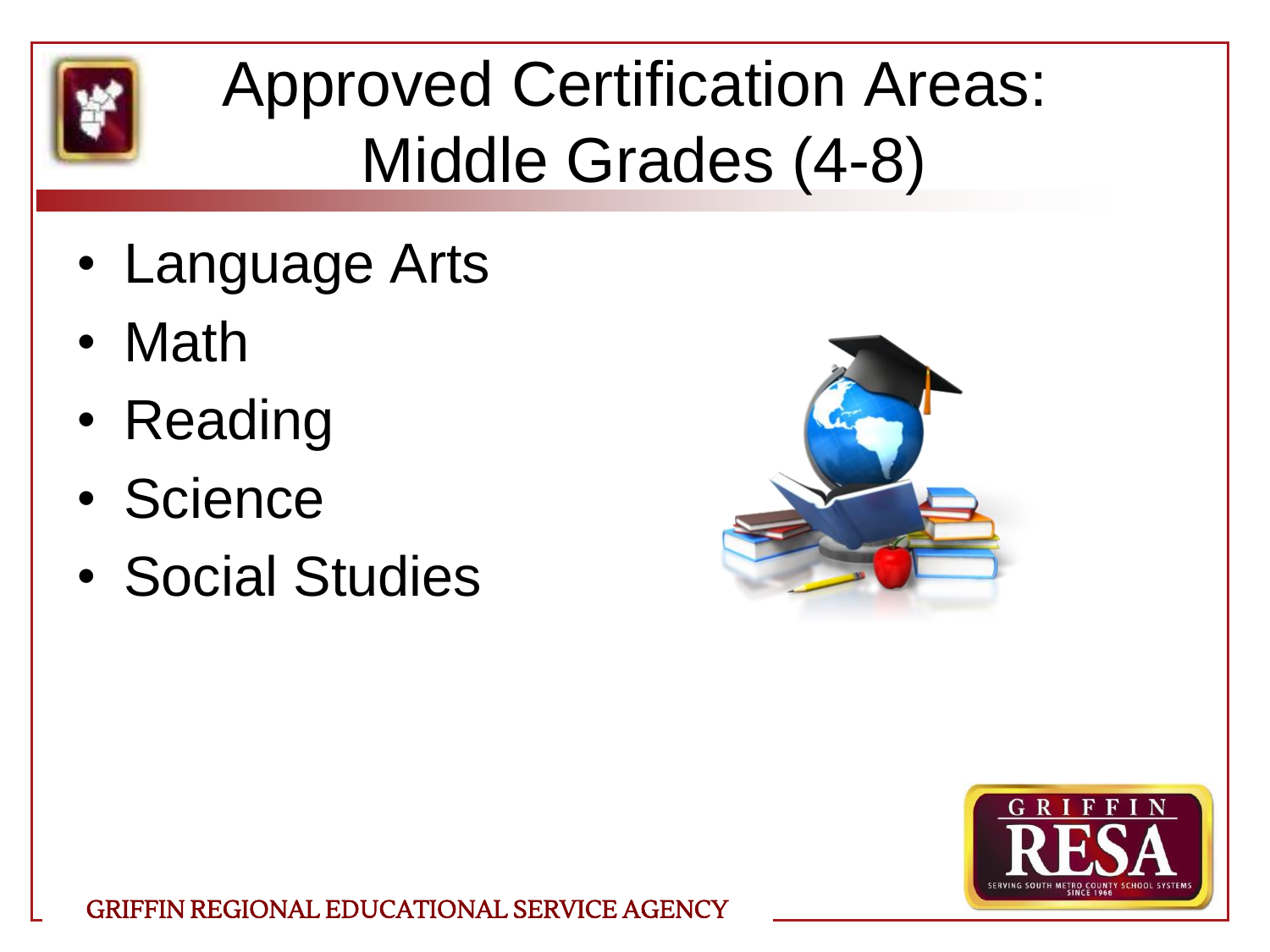# Approved Certification Areas: Middle Grades (4-8)

- Language Arts
- Math
- Reading
- Science
- Social Studies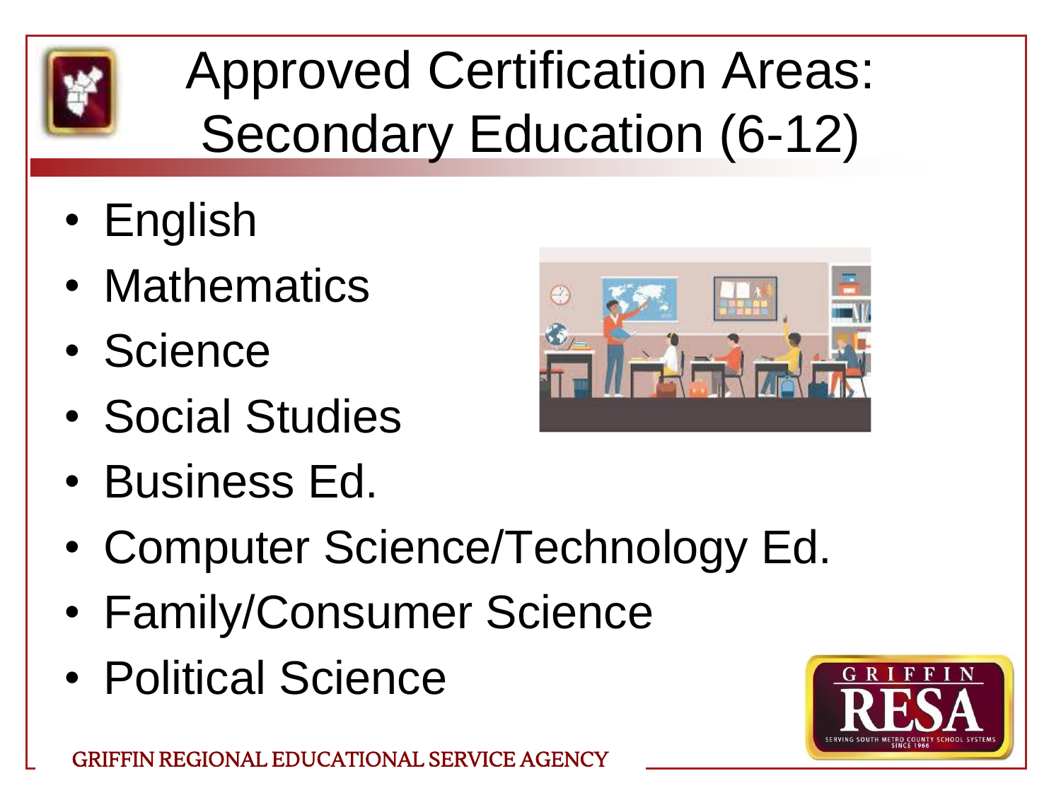# Approved Certification Areas: Secondary Education (6-12)

- English
- Mathematics
- Science
- Social Studies
- Business Ed.
- Computer Science/Technology Ed.
- Family/Consumer Science
- Political Science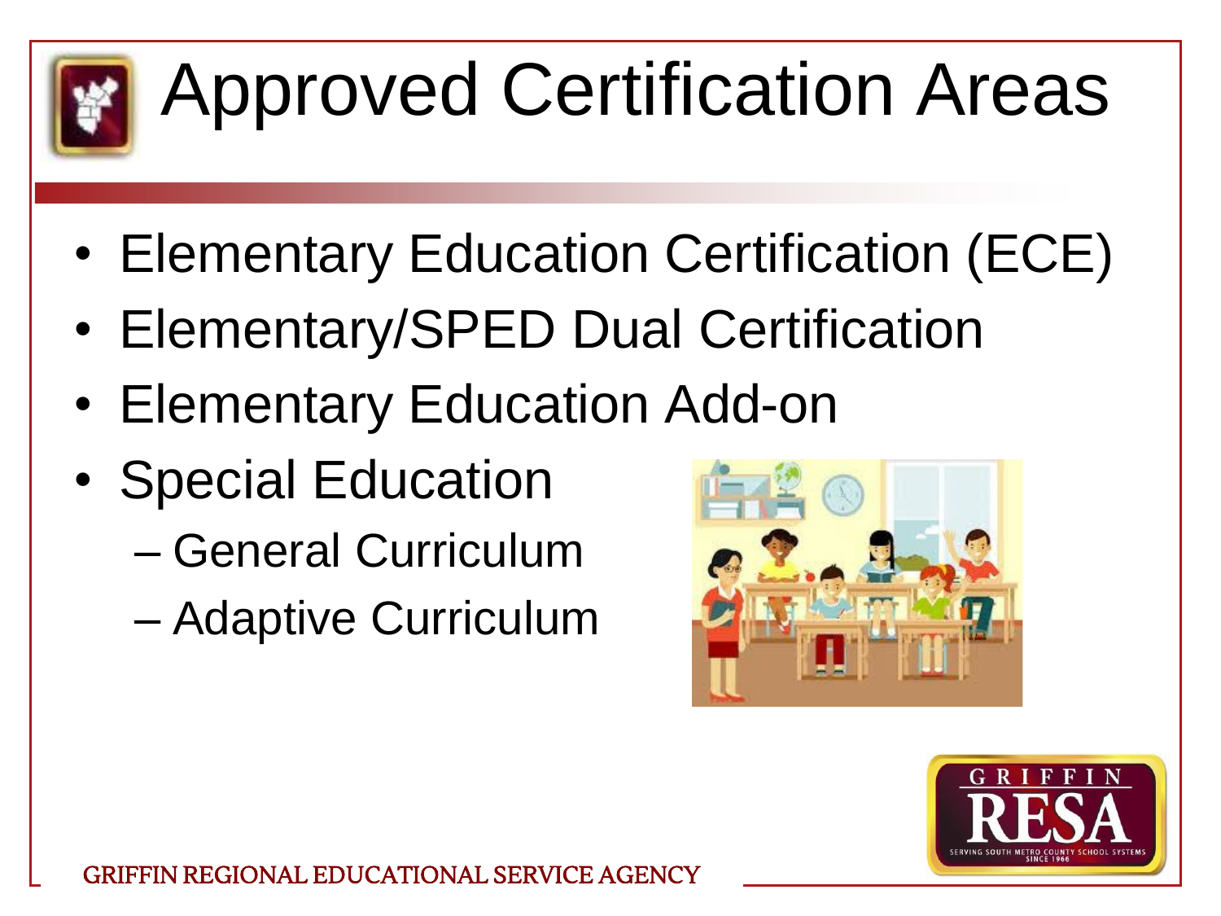# Approved Certification Areas

- Elementary Education Certification (ECE)
- Elementary/SPED Dual Certification
- Elementary Education Add-on
- Special Education
  - General Curriculum
  - Adaptive Curriculum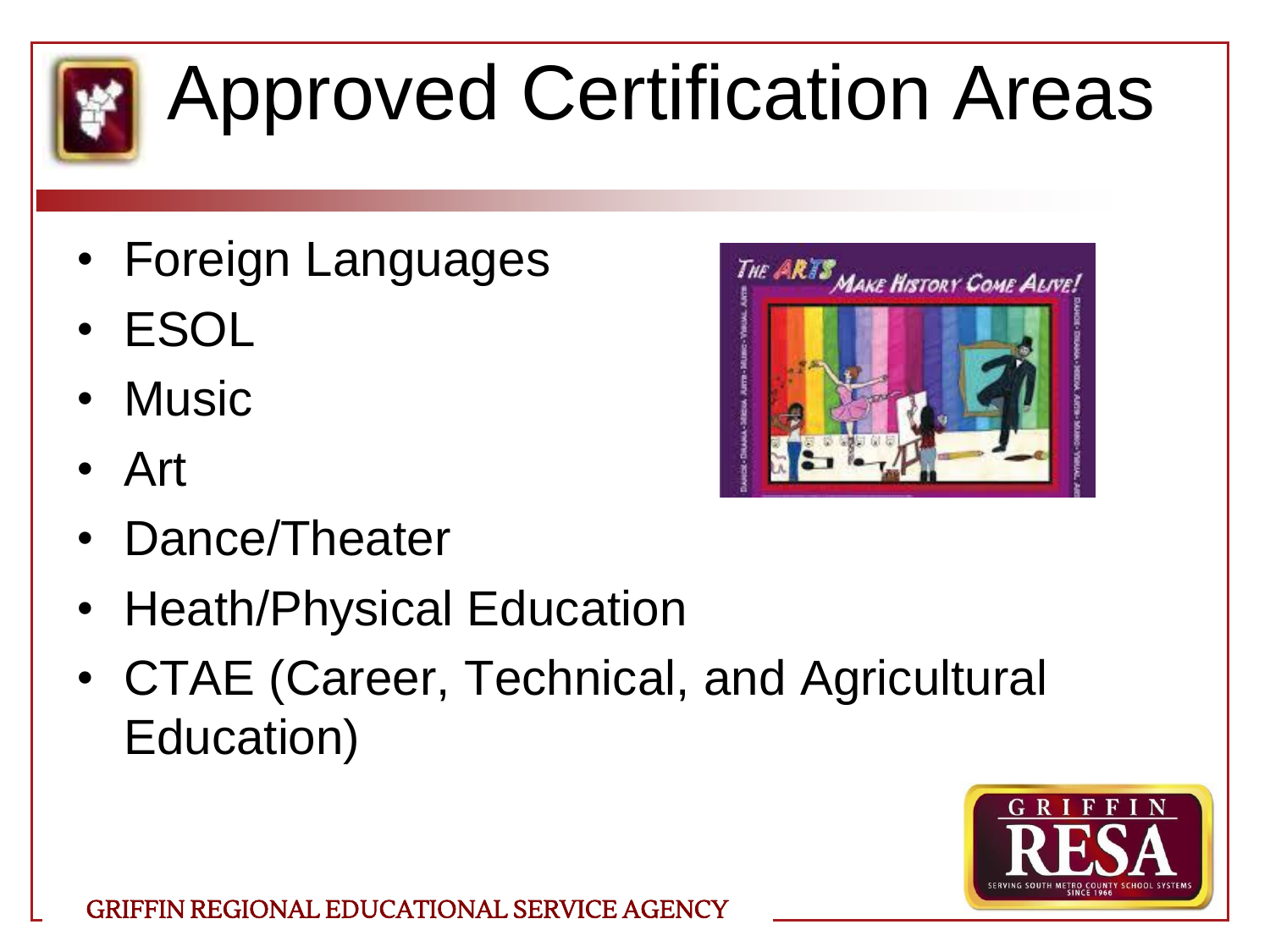# Approved Certification Areas

- Foreign Languages
- ESOL
- Music
- Art
- Dance/Theater
- Heath/Physical Education
- CTAE (Career, Technical, and Agricultural Education)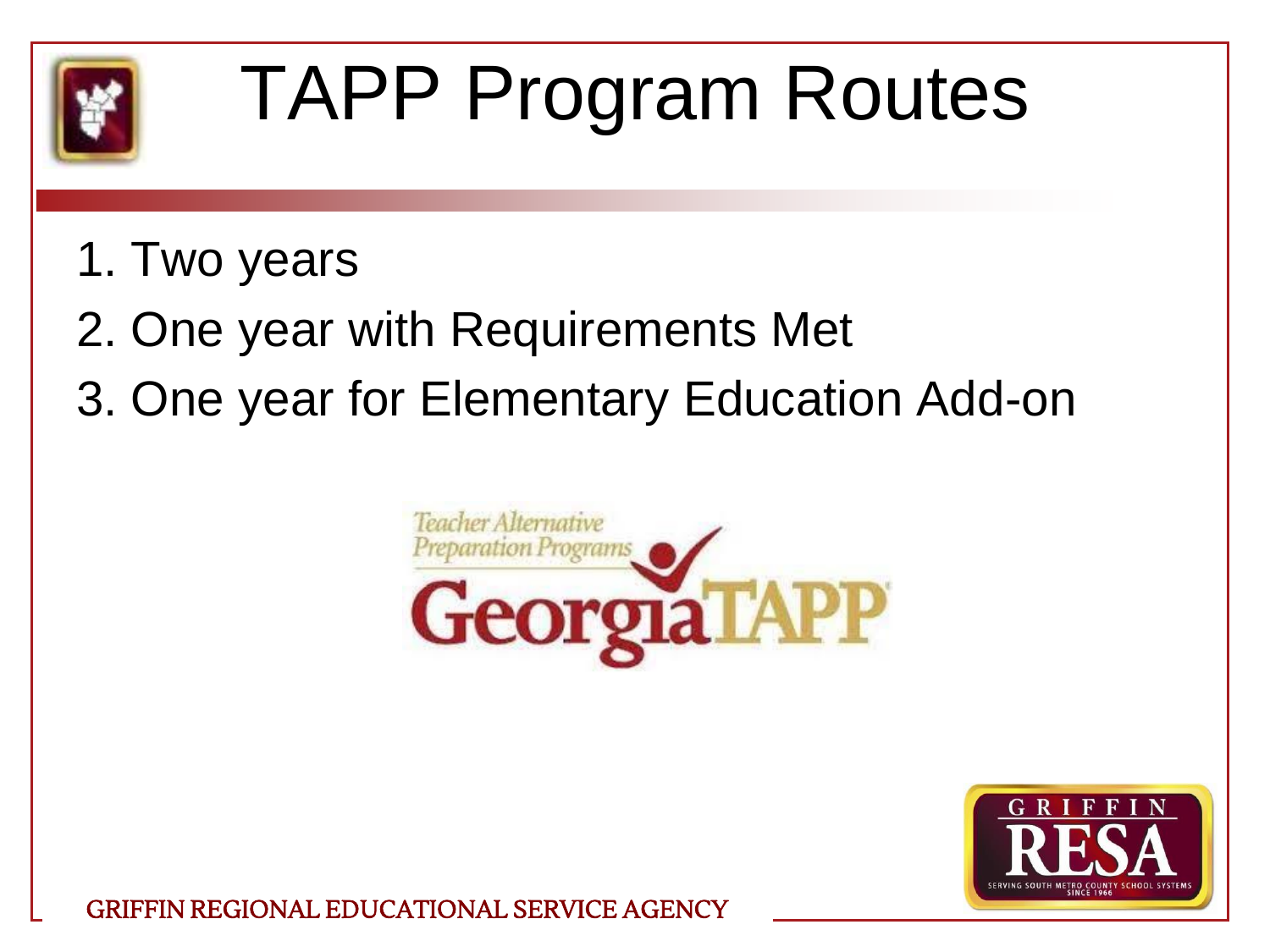# TAPP Program Routes

1. Two years
2. One year with Requirements Met
3. One year for Elementary Education Add-on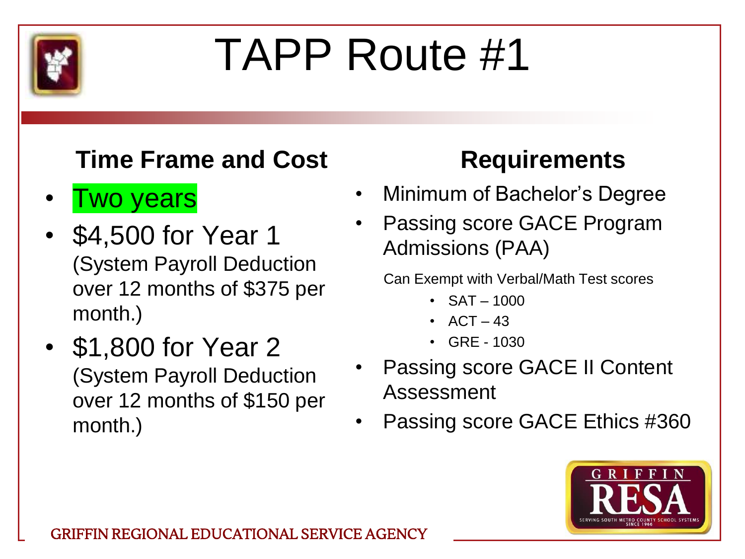# TAPP Route #1

## Time Frame and Cost

- Two years
- $4,500 for Year 1 (System Payroll Deduction over 12 months of $375 per month.)
- $1,800 for Year 2 (System Payroll Deduction over 12 months of $150 per month.)

## Requirements

- Minimum of Bachelor's Degree
- Passing score GACE Program Admissions (PAA)

  Can Exempt with Verbal/Math Test scores
  - SAT – 1000
  - ACT – 43
  - GRE - 1030
- Passing score GACE II Content Assessment
- Passing score GACE Ethics #360

GRIFFIN REGIONAL EDUCATIONAL SERVICE AGENCY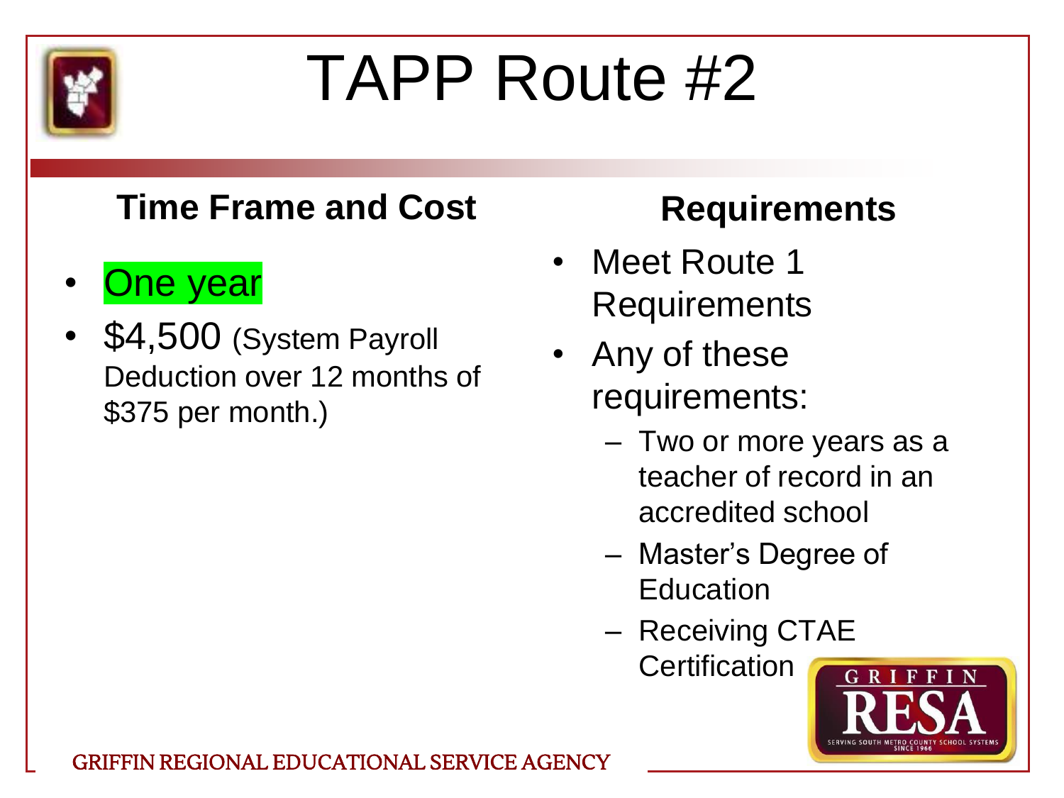# TAPP Route #2

## Time Frame and Cost

- One year
- $4,500 (System Payroll Deduction over 12 months of $375 per month.)

## Requirements

- Meet Route 1 Requirements
- Any of these requirements:
  - Two or more years as a teacher of record in an accredited school
  - Master's Degree of Education
  - Receiving CTAE Certification

GRIFFIN REGIONAL EDUCATIONAL SERVICE AGENCY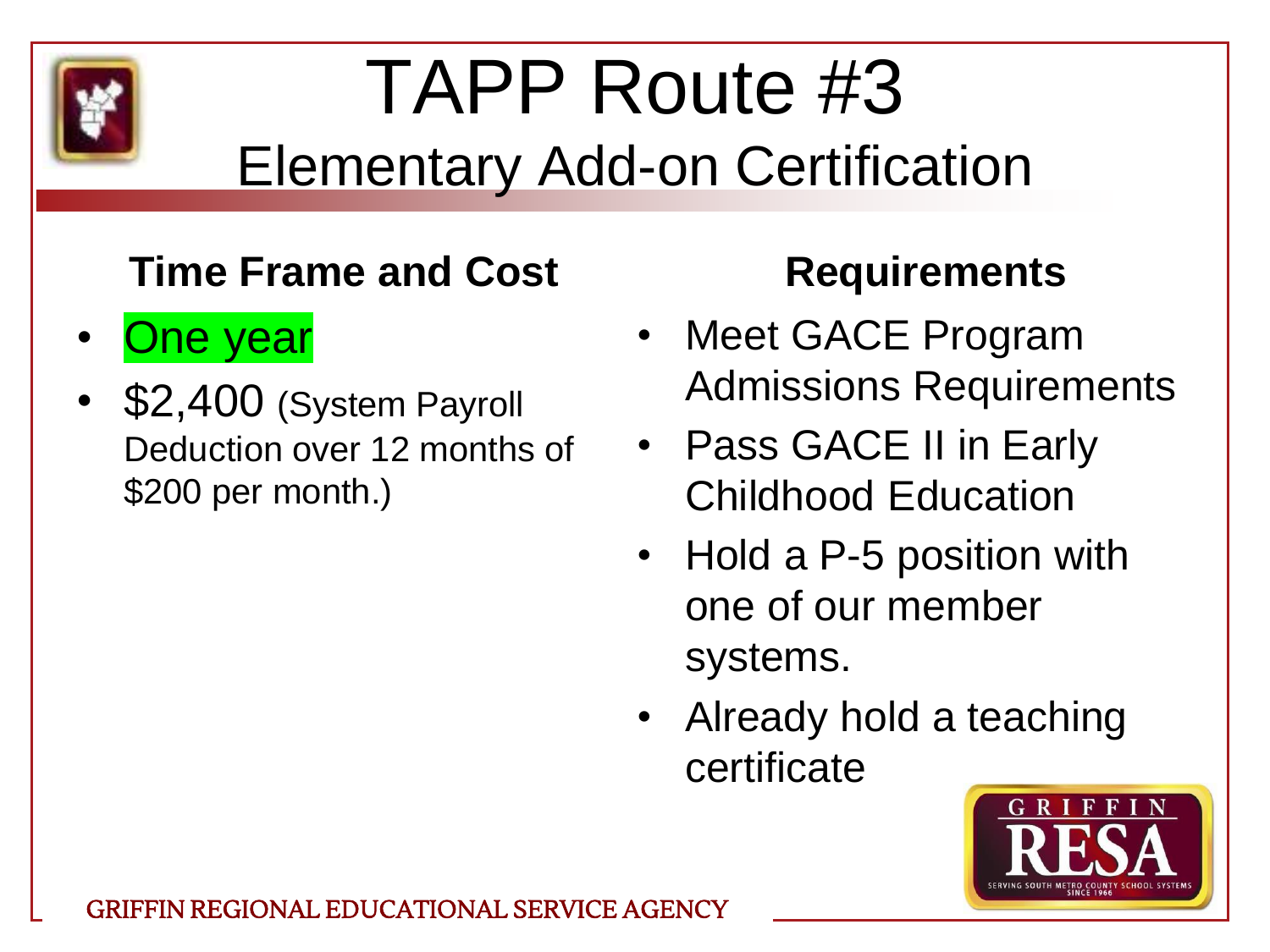# TAPP Route #3

## Elementary Add-on Certification

### Time Frame and Cost

- One year
- $2,400 (System Payroll Deduction over 12 months of $200 per month.)

### Requirements

- Meet GACE Program Admissions Requirements
- Pass GACE II in Early Childhood Education
- Hold a P-5 position with one of our member systems.
- Already hold a teaching certificate

GRIFFIN RESA

SERVING SOUTH METRO COUNTY SCHOOL SYSTEMS SINCE 1966

GRIFFIN REGIONAL EDUCATIONAL SERVICE AGENCY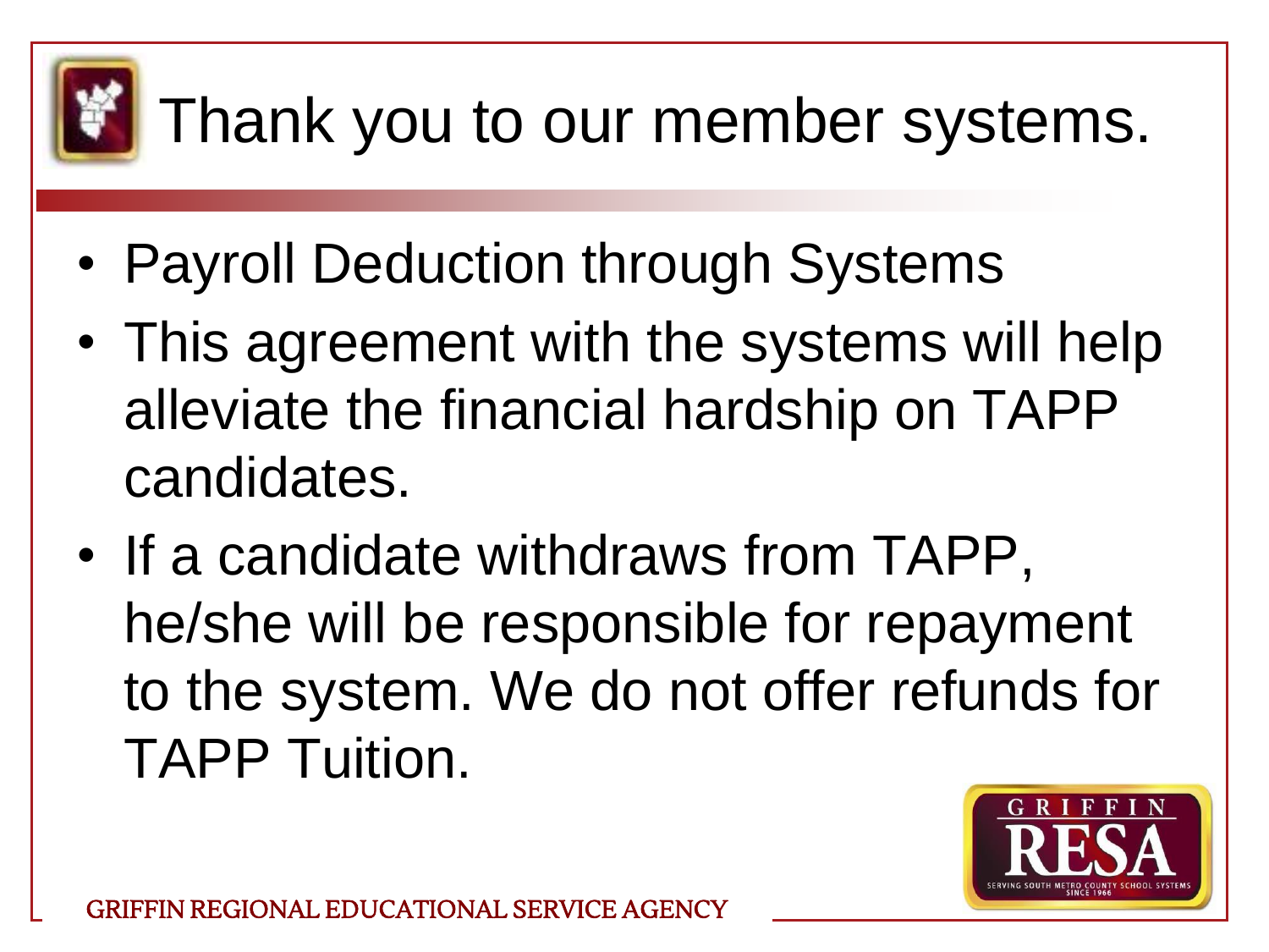# Thank you to our member systems.

- Payroll Deduction through Systems
- This agreement with the systems will help alleviate the financial hardship on TAPP candidates.
- If a candidate withdraws from TAPP, he/she will be responsible for repayment to the system. We do not offer refunds for TAPP Tuition.

GRIFFIN REGIONAL EDUCATIONAL SERVICE AGENCY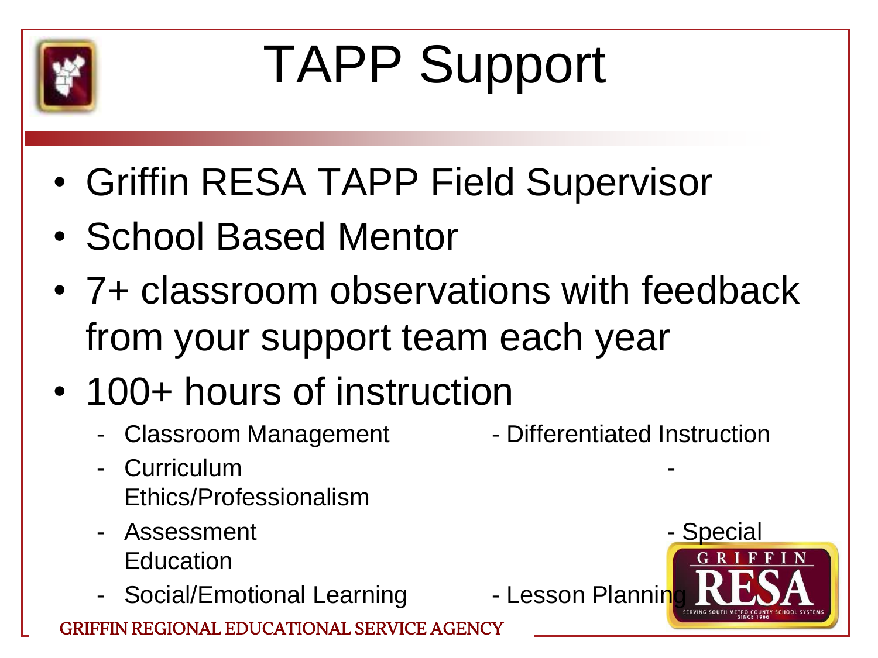# TAPP Support

- Griffin RESA TAPP Field Supervisor
- School Based Mentor
- 7+ classroom observations with feedback from your support team each year
- 100+ hours of instruction
  - Classroom Management
  - Differentiated Instruction
  - Curriculum
  - Ethics/Professionalism
  - Assessment
  - Special Education
  - Social/Emotional Learning
  - Lesson Planning

GRIFFIN REGIONAL EDUCATIONAL SERVICE AGENCY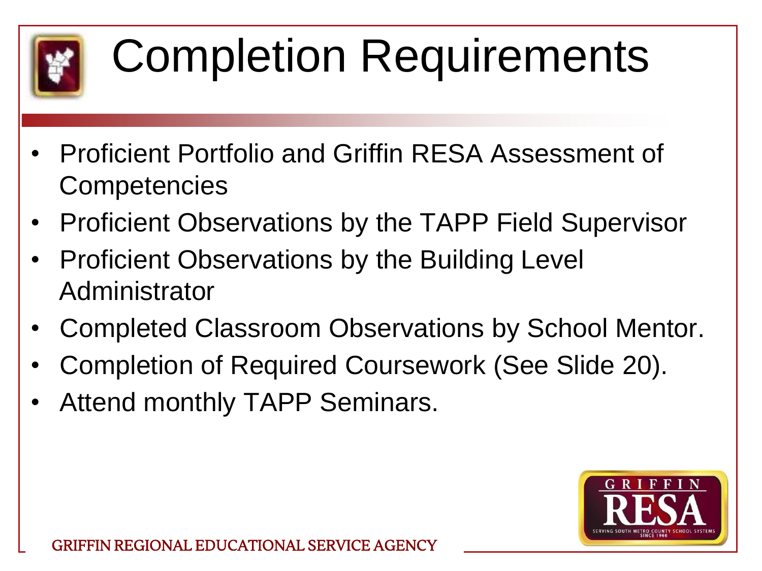# Completion Requirements

- Proficient Portfolio and Griffin RESA Assessment of Competencies
- Proficient Observations by the TAPP Field Supervisor
- Proficient Observations by the Building Level Administrator
- Completed Classroom Observations by School Mentor.
- Completion of Required Coursework (See Slide 20).
- Attend monthly TAPP Seminars.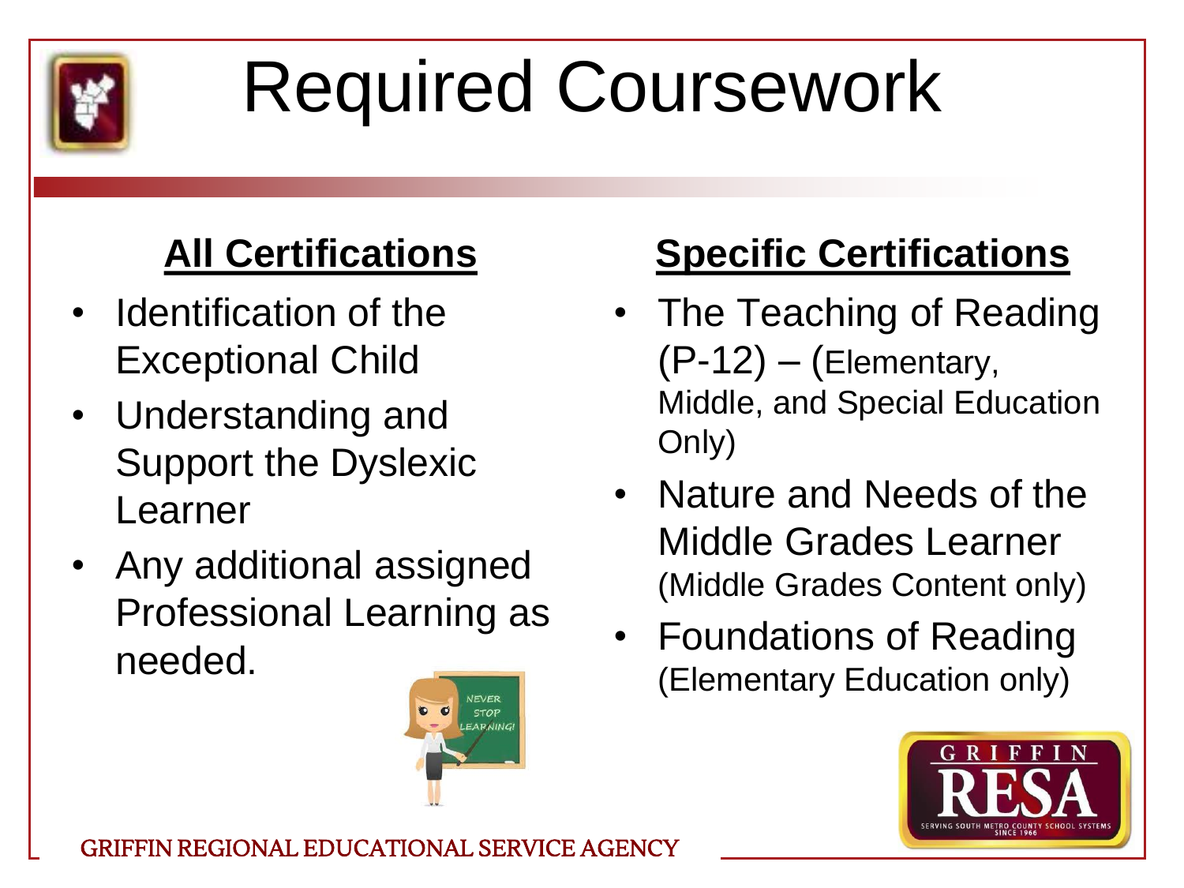# Required Coursework

## All Certifications

- Identification of the Exceptional Child
- Understanding and Support the Dyslexic Learner
- Any additional assigned Professional Learning as needed.

## Specific Certifications

- The Teaching of Reading (P-12) – (Elementary, Middle, and Special Education Only)
- Nature and Needs of the Middle Grades Learner (Middle Grades Content only)
- Foundations of Reading (Elementary Education only)

GRIFFIN REGIONAL EDUCATIONAL SERVICE AGENCY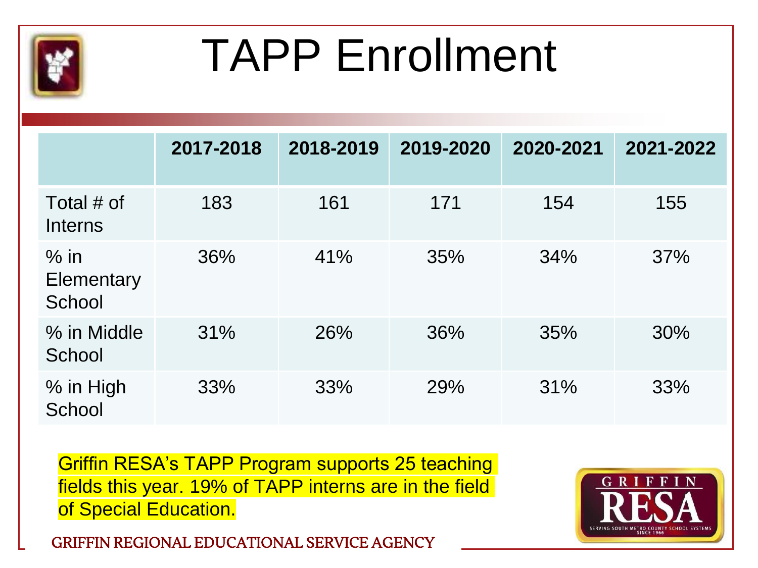# TAPP Enrollment

| | 2017-2018 | 2018-2019 | 2019-2020 | 2020-2021 | 2021-2022 |
|---|---|---|---|---|---|
| Total # of Interns | 183 | 161 | 171 | 154 | 155 |
| % in Elementary School | 36% | 41% | 35% | 34% | 37% |
| % in Middle School | 31% | 26% | 36% | 35% | 30% |
| % in High School | 33% | 33% | 29% | 31% | 33% |

Griffin RESA's TAPP Program supports 25 teaching fields this year. 19% of TAPP interns are in the field of Special Education.

GRIFFIN REGIONAL EDUCATIONAL SERVICE AGENCY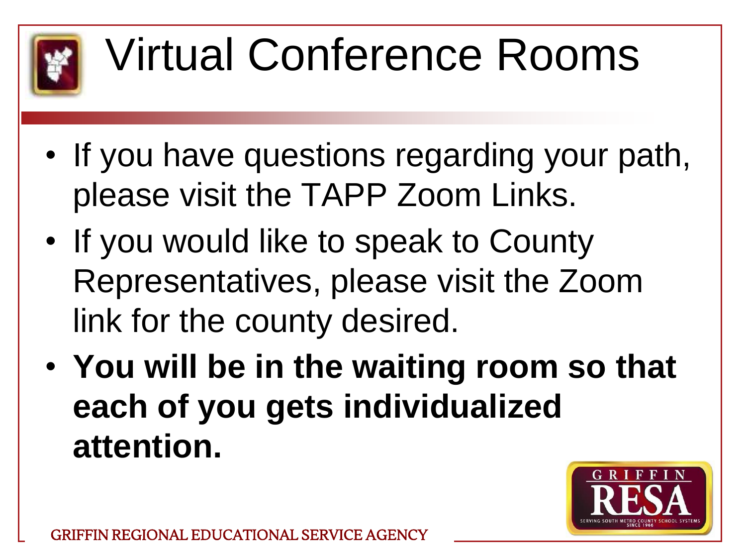# Virtual Conference Rooms

- If you have questions regarding your path, please visit the TAPP Zoom Links.
- If you would like to speak to County Representatives, please visit the Zoom link for the county desired.
- **You will be in the waiting room so that each of you gets individualized attention.**

GRIFFIN REGIONAL EDUCATIONAL SERVICE AGENCY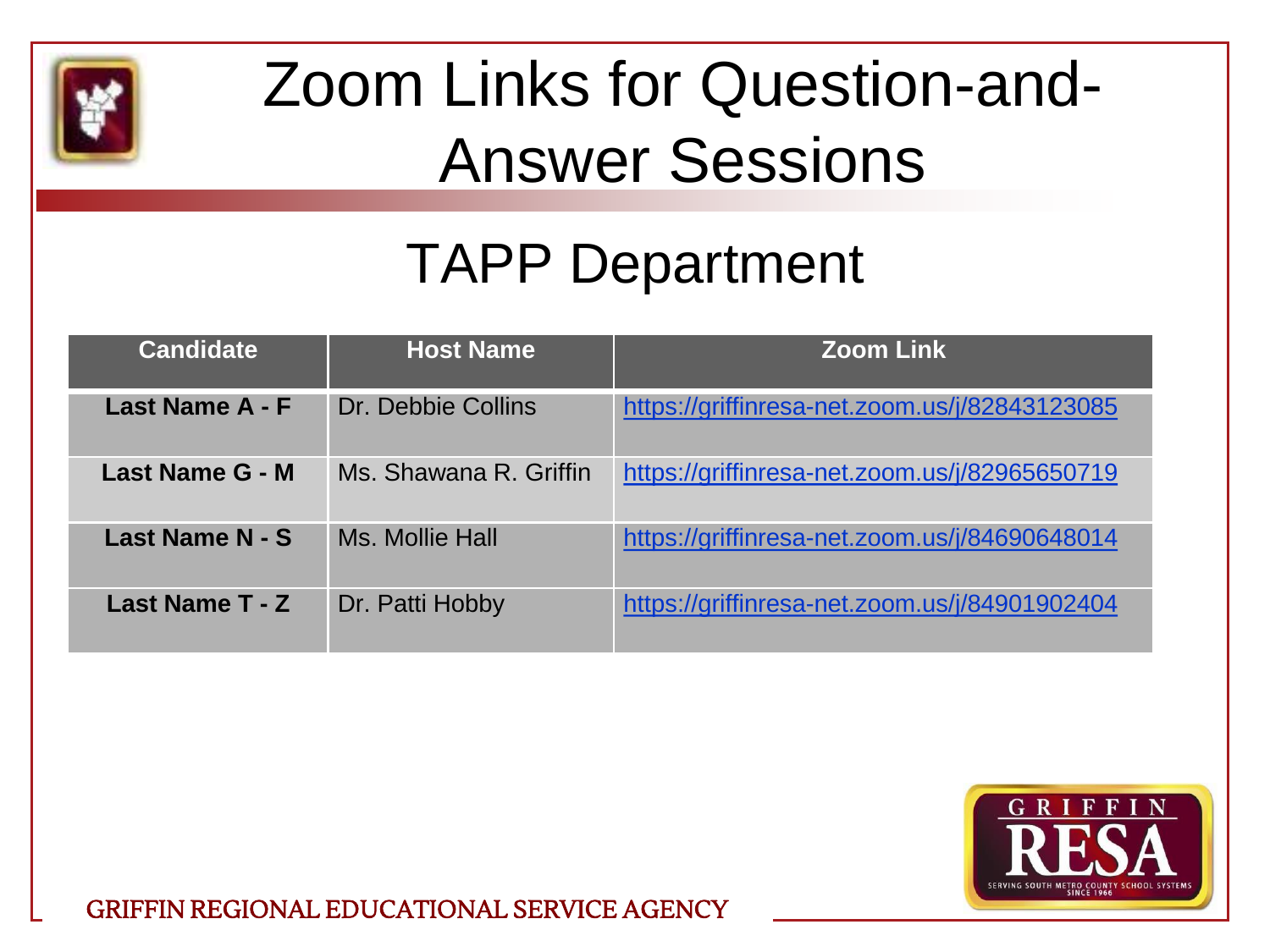# Zoom Links for Question-and-Answer Sessions

## TAPP Department

| Candidate | Host Name | Zoom Link |
| --- | --- | --- |
| **Last Name A - F** | Dr. Debbie Collins | https://griffinresa-net.zoom.us/j/82843123085 |
| **Last Name G - M** | Ms. Shawana R. Griffin | https://griffinresa-net.zoom.us/j/82965650719 |
| **Last Name N - S** | Ms. Mollie Hall | https://griffinresa-net.zoom.us/j/84690648014 |
| **Last Name T - Z** | Dr. Patti Hobby | https://griffinresa-net.zoom.us/j/84901902404 |

GRIFFIN REGIONAL EDUCATIONAL SERVICE AGENCY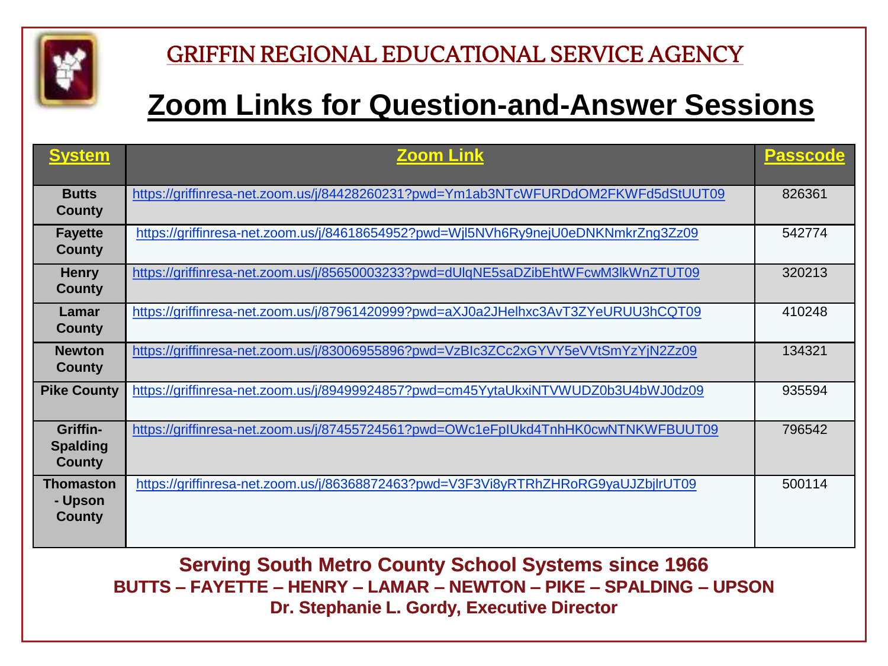# GRIFFIN REGIONAL EDUCATIONAL SERVICE AGENCY

## Zoom Links for Question-and-Answer Sessions

| System | Zoom Link | Passcode |
|---|---|---|
| Butts County | https://griffinresa-net.zoom.us/j/84428260231?pwd=Ym1ab3NTcWFURDdOM2FKWFd5dStUUT09 | 826361 |
| Fayette County | https://griffinresa-net.zoom.us/j/84618654952?pwd=Wjl5NVh6Ry9nejU0eDNKNmkrZng3Zz09 | 542774 |
| Henry County | https://griffinresa-net.zoom.us/j/85650003233?pwd=dUlqNE5saDZibEhtWFcwM3lkWnZTUT09 | 320213 |
| Lamar County | https://griffinresa-net.zoom.us/j/87961420999?pwd=aXJ0a2JHelhxc3AvT3ZYeURUU3hCQT09 | 410248 |
| Newton County | https://griffinresa-net.zoom.us/j/83006955896?pwd=VzBIc3ZCc2xGYVY5eVVtSmYzYjN2Zz09 | 134321 |
| Pike County | https://griffinresa-net.zoom.us/j/89499924857?pwd=cm45YytaUkxiNTVWUDZ0b3U4bWJ0dz09 | 935594 |
| Griffin-Spalding County | https://griffinresa-net.zoom.us/j/87455724561?pwd=OWc1eFpIUkd4TnhHK0cwNTNKWFBUUT09 | 796542 |
| Thomaston - Upson County | https://griffinresa-net.zoom.us/j/86368872463?pwd=V3F3Vi8yRTRhZHRoRG9yaUJZbjlrUT09 | 500114 |

**Serving South Metro County School Systems since 1966**

**BUTTS – FAYETTE – HENRY – LAMAR – NEWTON – PIKE – SPALDING – UPSON**

**Dr. Stephanie L. Gordy, Executive Director**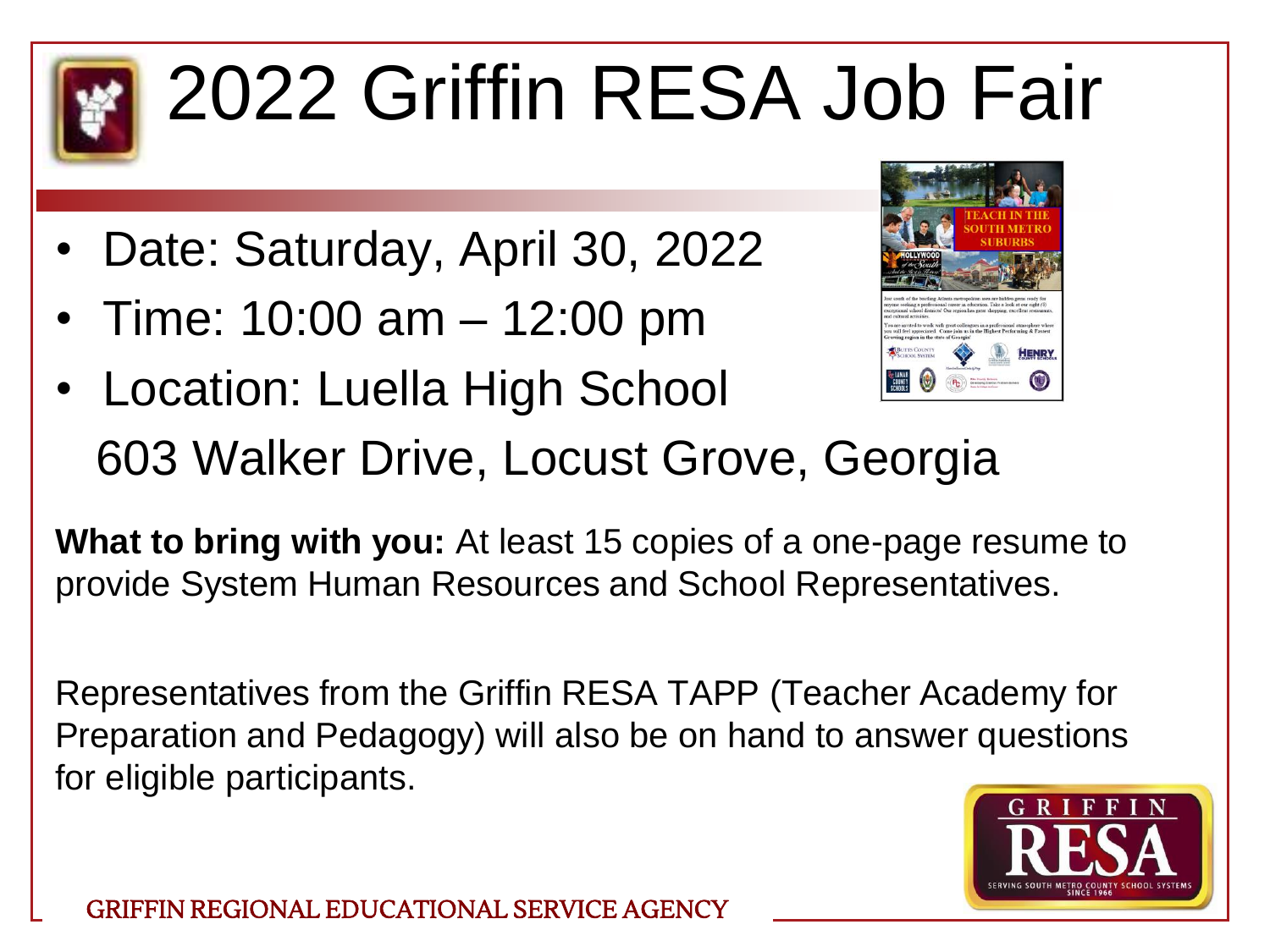# 2022 Griffin RESA Job Fair

- Date: Saturday, April 30, 2022
- Time: 10:00 am – 12:00 pm
- Location: Luella High School

  603 Walker Drive, Locust Grove, Georgia

**What to bring with you:** At least 15 copies of a one-page resume to provide System Human Resources and School Representatives.

Representatives from the Griffin RESA TAPP (Teacher Academy for Preparation and Pedagogy) will also be on hand to answer questions for eligible participants.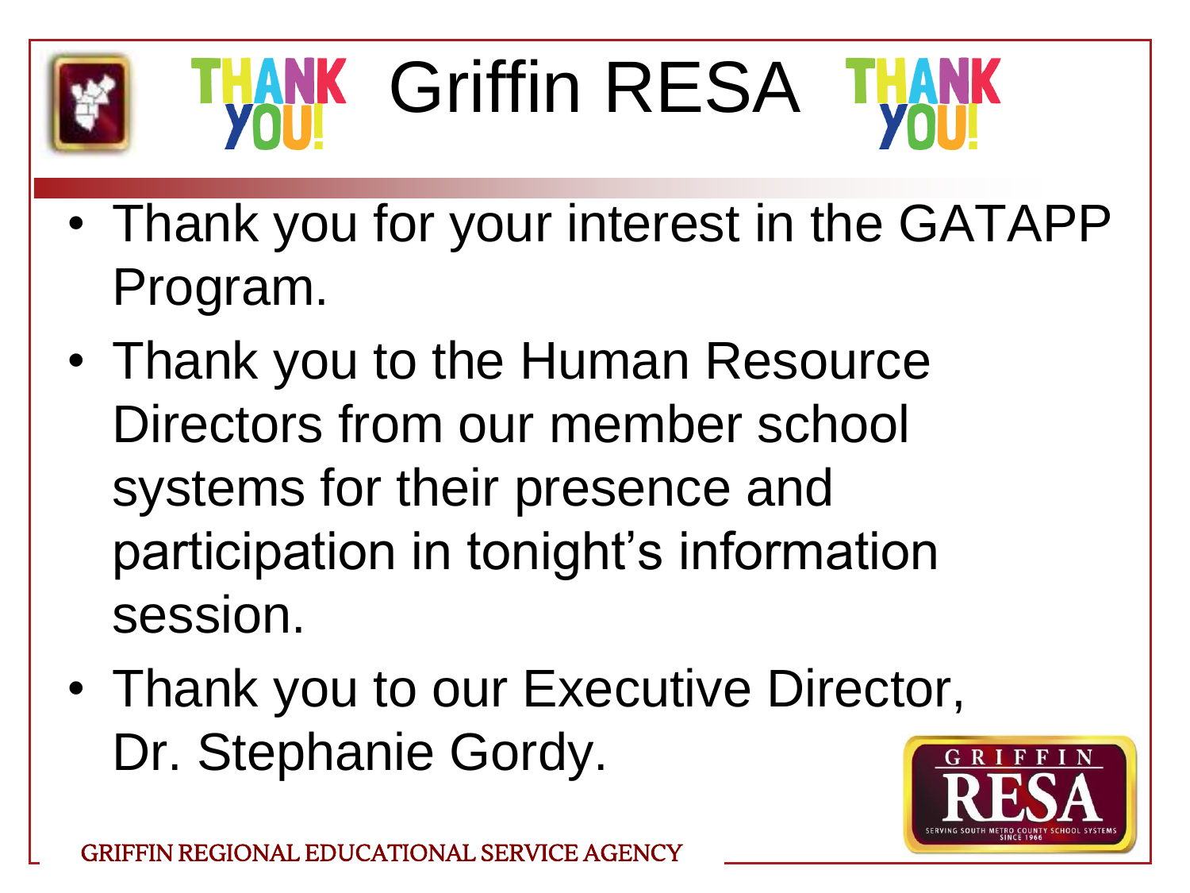# THANK YOU! Griffin RESA THANK YOU!

- Thank you for your interest in the GATAPP Program.
- Thank you to the Human Resource Directors from our member school systems for their presence and participation in tonight's information session.
- Thank you to our Executive Director, Dr. Stephanie Gordy.

GRIFFIN REGIONAL EDUCATIONAL SERVICE AGENCY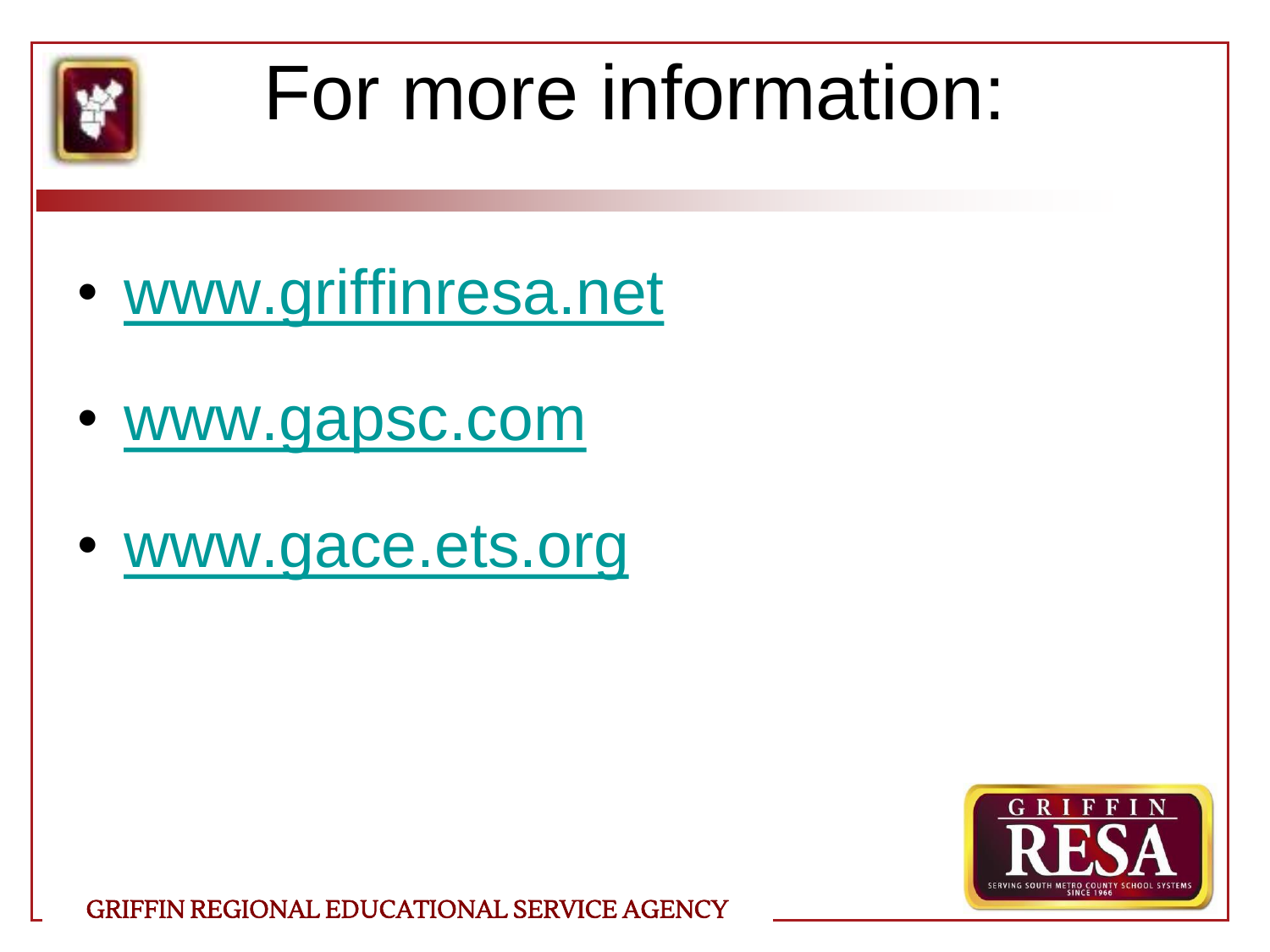# For more information:

- www.griffinresa.net
- www.gapsc.com
- www.gace.ets.org

GRIFFIN REGIONAL EDUCATIONAL SERVICE AGENCY